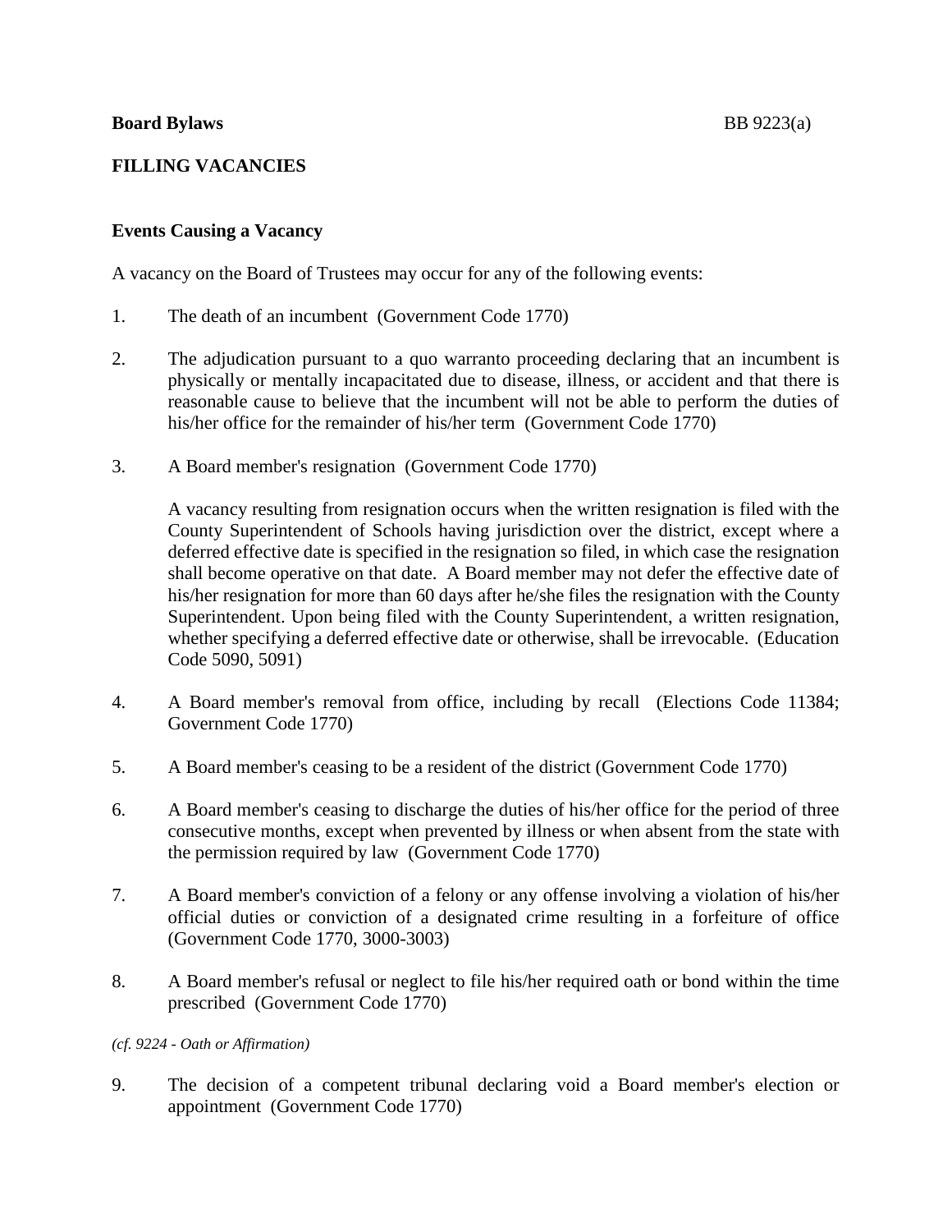**Board Bylaws** BB 9223(a)

## FILLING VACANCIES

### Events Causing a Vacancy

A vacancy on the Board of Trustees may occur for any of the following events:

1. The death of an incumbent (Government Code 1770)

2. The adjudication pursuant to a quo warranto proceeding declaring that an incumbent is physically or mentally incapacitated due to disease, illness, or accident and that there is reasonable cause to believe that the incumbent will not be able to perform the duties of his/her office for the remainder of his/her term (Government Code 1770)

3. A Board member's resignation (Government Code 1770)

   A vacancy resulting from resignation occurs when the written resignation is filed with the County Superintendent of Schools having jurisdiction over the district, except where a deferred effective date is specified in the resignation so filed, in which case the resignation shall become operative on that date. A Board member may not defer the effective date of his/her resignation for more than 60 days after he/she files the resignation with the County Superintendent. Upon being filed with the County Superintendent, a written resignation, whether specifying a deferred effective date or otherwise, shall be irrevocable. (Education Code 5090, 5091)

4. A Board member's removal from office, including by recall (Elections Code 11384; Government Code 1770)

5. A Board member's ceasing to be a resident of the district (Government Code 1770)

6. A Board member's ceasing to discharge the duties of his/her office for the period of three consecutive months, except when prevented by illness or when absent from the state with the permission required by law (Government Code 1770)

7. A Board member's conviction of a felony or any offense involving a violation of his/her official duties or conviction of a designated crime resulting in a forfeiture of office (Government Code 1770, 3000-3003)

8. A Board member's refusal or neglect to file his/her required oath or bond within the time prescribed (Government Code 1770)

*(cf. 9224 - Oath or Affirmation)*

9. The decision of a competent tribunal declaring void a Board member's election or appointment (Government Code 1770)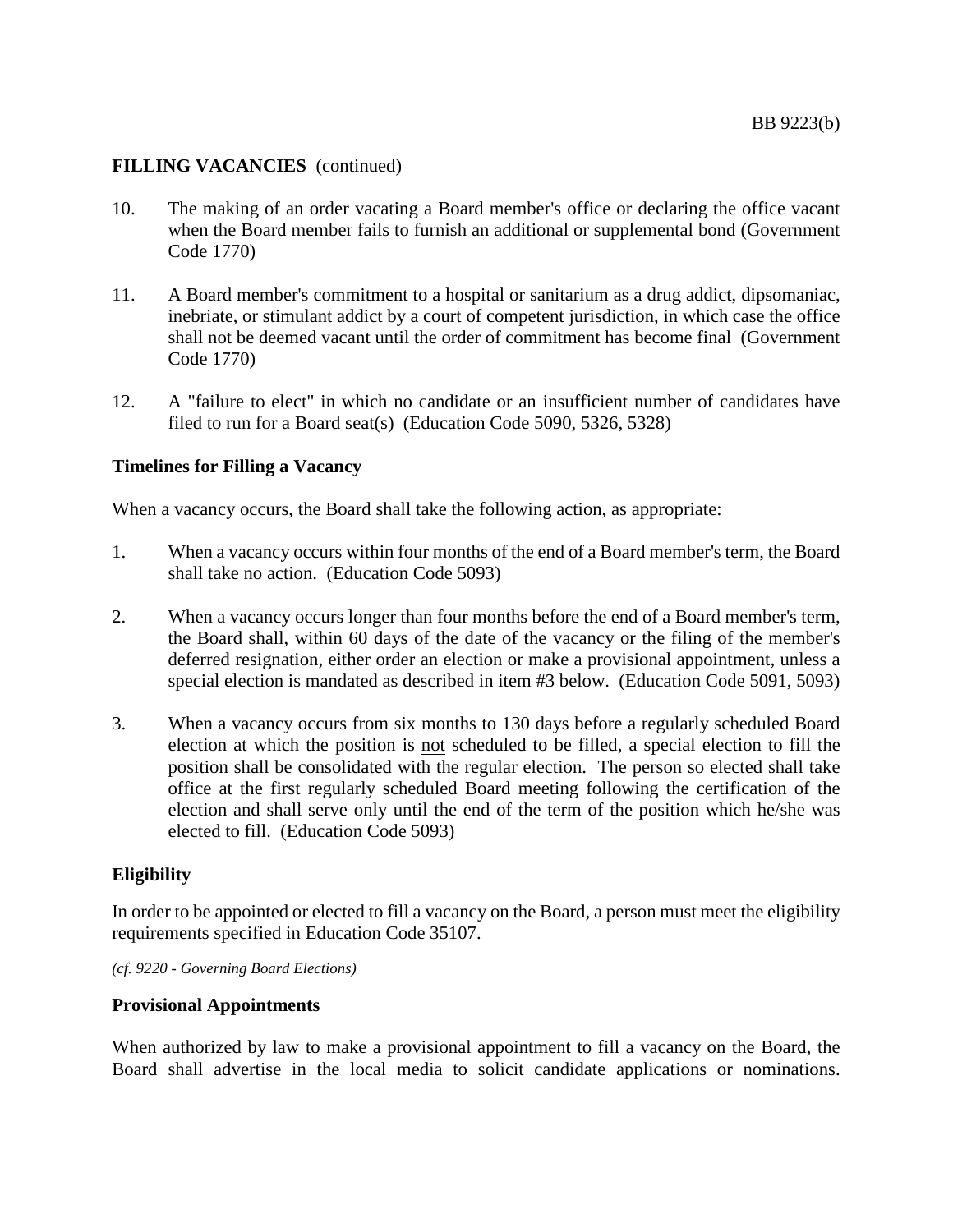**FILLING VACANCIES** (continued)

10. The making of an order vacating a Board member's office or declaring the office vacant when the Board member fails to furnish an additional or supplemental bond (Government Code 1770)

11. A Board member's commitment to a hospital or sanitarium as a drug addict, dipsomaniac, inebriate, or stimulant addict by a court of competent jurisdiction, in which case the office shall not be deemed vacant until the order of commitment has become final (Government Code 1770)

12. A "failure to elect" in which no candidate or an insufficient number of candidates have filed to run for a Board seat(s) (Education Code 5090, 5326, 5328)

**Timelines for Filling a Vacancy**

When a vacancy occurs, the Board shall take the following action, as appropriate:

1. When a vacancy occurs within four months of the end of a Board member's term, the Board shall take no action. (Education Code 5093)

2. When a vacancy occurs longer than four months before the end of a Board member's term, the Board shall, within 60 days of the date of the vacancy or the filing of the member's deferred resignation, either order an election or make a provisional appointment, unless a special election is mandated as described in item #3 below. (Education Code 5091, 5093)

3. When a vacancy occurs from six months to 130 days before a regularly scheduled Board election at which the position is <u>not</u> scheduled to be filled, a special election to fill the position shall be consolidated with the regular election. The person so elected shall take office at the first regularly scheduled Board meeting following the certification of the election and shall serve only until the end of the term of the position which he/she was elected to fill. (Education Code 5093)

**Eligibility**

In order to be appointed or elected to fill a vacancy on the Board, a person must meet the eligibility requirements specified in Education Code 35107.

*(cf. 9220 - Governing Board Elections)*

**Provisional Appointments**

When authorized by law to make a provisional appointment to fill a vacancy on the Board, the Board shall advertise in the local media to solicit candidate applications or nominations.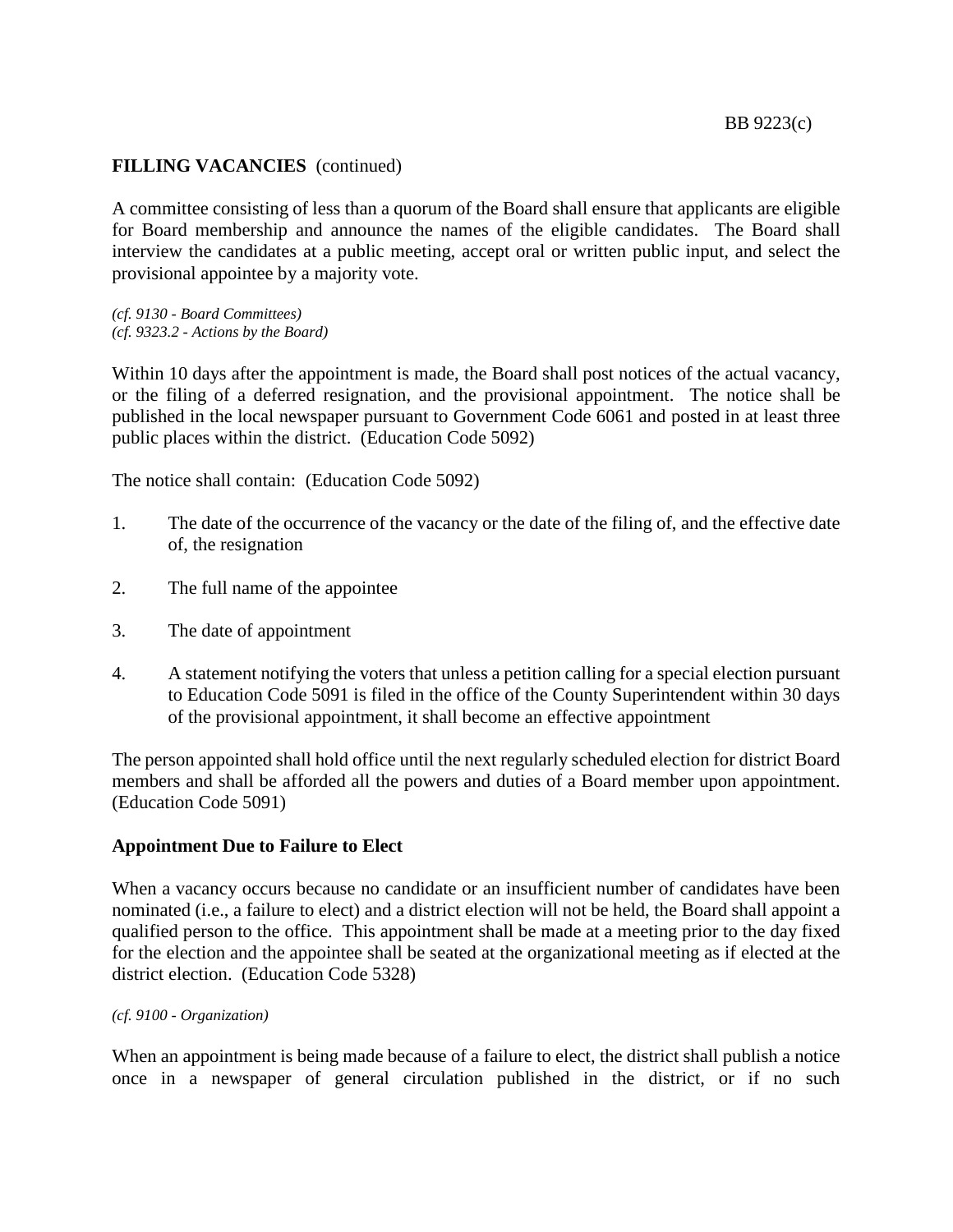**FILLING VACANCIES** (continued)

A committee consisting of less than a quorum of the Board shall ensure that applicants are eligible for Board membership and announce the names of the eligible candidates. The Board shall interview the candidates at a public meeting, accept oral or written public input, and select the provisional appointee by a majority vote.

*(cf. 9130 - Board Committees)*
*(cf. 9323.2 - Actions by the Board)*

Within 10 days after the appointment is made, the Board shall post notices of the actual vacancy, or the filing of a deferred resignation, and the provisional appointment. The notice shall be published in the local newspaper pursuant to Government Code 6061 and posted in at least three public places within the district. (Education Code 5092)

The notice shall contain: (Education Code 5092)

1. The date of the occurrence of the vacancy or the date of the filing of, and the effective date of, the resignation

2. The full name of the appointee

3. The date of appointment

4. A statement notifying the voters that unless a petition calling for a special election pursuant to Education Code 5091 is filed in the office of the County Superintendent within 30 days of the provisional appointment, it shall become an effective appointment

The person appointed shall hold office until the next regularly scheduled election for district Board members and shall be afforded all the powers and duties of a Board member upon appointment. (Education Code 5091)

**Appointment Due to Failure to Elect**

When a vacancy occurs because no candidate or an insufficient number of candidates have been nominated (i.e., a failure to elect) and a district election will not be held, the Board shall appoint a qualified person to the office. This appointment shall be made at a meeting prior to the day fixed for the election and the appointee shall be seated at the organizational meeting as if elected at the district election. (Education Code 5328)

*(cf. 9100 - Organization)*

When an appointment is being made because of a failure to elect, the district shall publish a notice once in a newspaper of general circulation published in the district, or if no such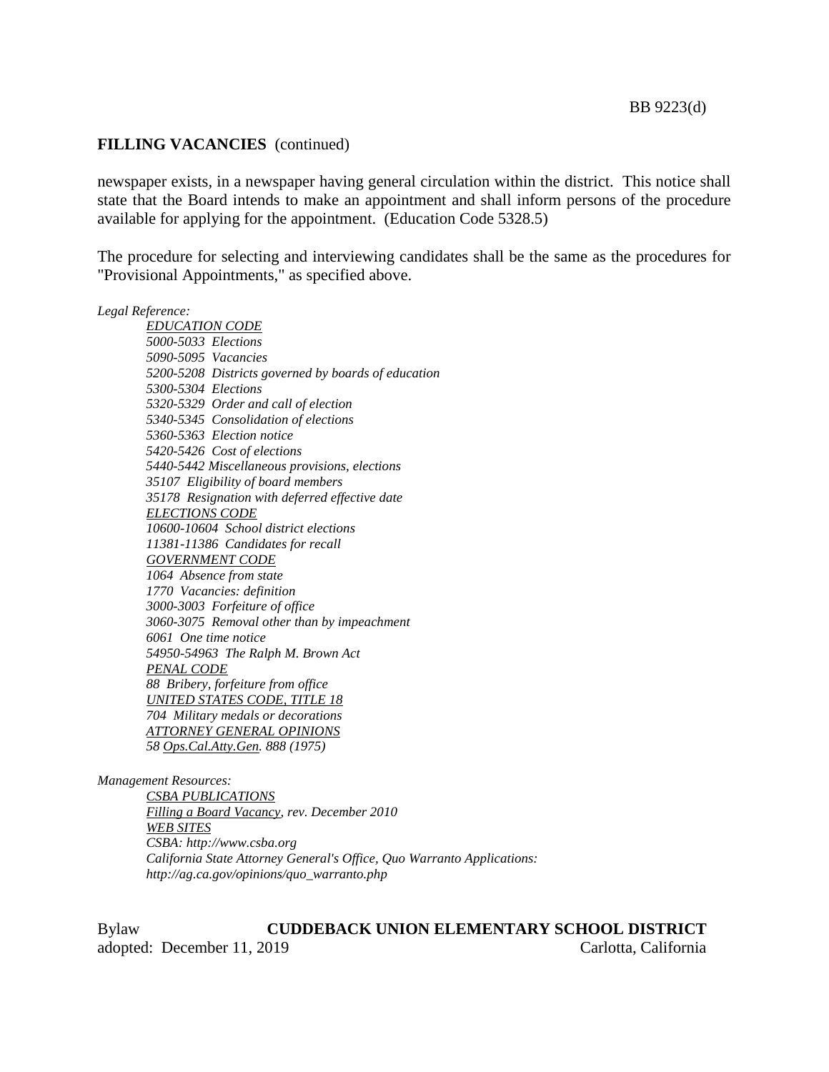newspaper exists, in a newspaper having general circulation within the district. This notice shall state that the Board intends to make an appointment and shall inform persons of the procedure available for applying for the appointment. (Education Code 5328.5)

The procedure for selecting and interviewing candidates shall be the same as the procedures for "Provisional Appointments," as specified above.

*Legal Reference:*

*EDUCATION CODE*
*5000-5033 Elections*
*5090-5095 Vacancies*
*5200-5208 Districts governed by boards of education*
*5300-5304 Elections*
*5320-5329 Order and call of election*
*5340-5345 Consolidation of elections*
*5360-5363 Election notice*
*5420-5426 Cost of elections*
*5440-5442 Miscellaneous provisions, elections*
*35107 Eligibility of board members*
*35178 Resignation with deferred effective date*
*ELECTIONS CODE*
*10600-10604 School district elections*
*11381-11386 Candidates for recall*
*GOVERNMENT CODE*
*1064 Absence from state*
*1770 Vacancies: definition*
*3000-3003 Forfeiture of office*
*3060-3075 Removal other than by impeachment*
*6061 One time notice*
*54950-54963 The Ralph M. Brown Act*
*PENAL CODE*
*88 Bribery, forfeiture from office*
*UNITED STATES CODE, TITLE 18*
*704 Military medals or decorations*
*ATTORNEY GENERAL OPINIONS*
*58 Ops.Cal.Atty.Gen. 888 (1975)*

*Management Resources:*

*CSBA PUBLICATIONS*
*Filling a Board Vacancy, rev. December 2010*
*WEB SITES*
*CSBA: http://www.csba.org*
*California State Attorney General's Office, Quo Warranto Applications: http://ag.ca.gov/opinions/quo_warranto.php*

Bylaw **CUDDEBACK UNION ELEMENTARY SCHOOL DISTRICT**
adopted: December 11, 2019 Carlotta, California